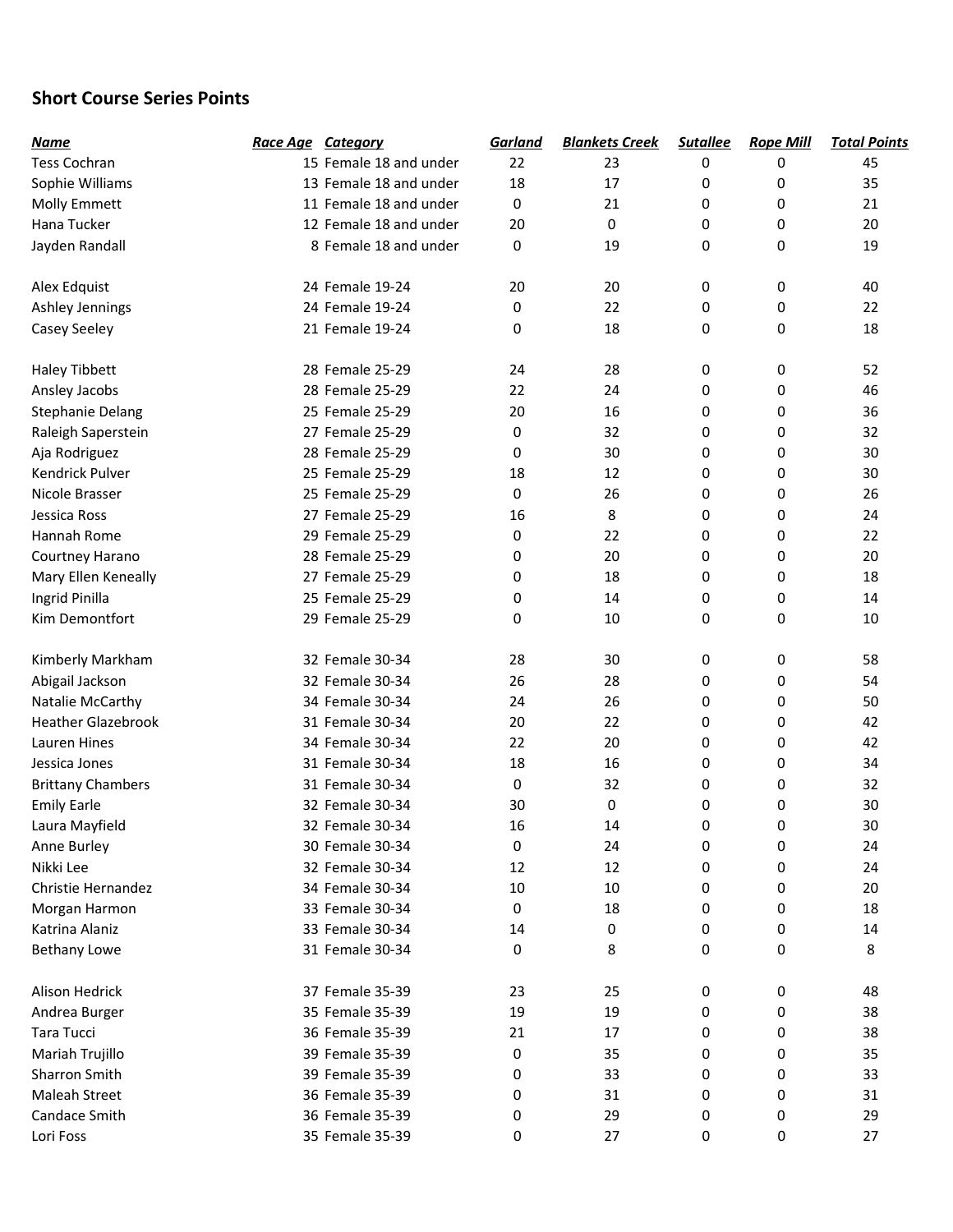## Short Course Series Points

| Name | Race Age | Category | Garland | Blankets Creek | Sutallee | Rope Mill | Total Points |
|---|---|---|---|---|---|---|---|
| Tess Cochran | 15 | Female 18 and under | 22 | 23 | 0 | 0 | 45 |
| Sophie Williams | 13 | Female 18 and under | 18 | 17 | 0 | 0 | 35 |
| Molly Emmett | 11 | Female 18 and under | 0 | 21 | 0 | 0 | 21 |
| Hana Tucker | 12 | Female 18 and under | 20 | 0 | 0 | 0 | 20 |
| Jayden Randall | 8 | Female 18 and under | 0 | 19 | 0 | 0 | 19 |
| | | | | | | | |
| Alex Edquist | 24 | Female 19-24 | 20 | 20 | 0 | 0 | 40 |
| Ashley Jennings | 24 | Female 19-24 | 0 | 22 | 0 | 0 | 22 |
| Casey Seeley | 21 | Female 19-24 | 0 | 18 | 0 | 0 | 18 |
| | | | | | | | |
| Haley Tibbett | 28 | Female 25-29 | 24 | 28 | 0 | 0 | 52 |
| Ansley Jacobs | 28 | Female 25-29 | 22 | 24 | 0 | 0 | 46 |
| Stephanie Delang | 25 | Female 25-29 | 20 | 16 | 0 | 0 | 36 |
| Raleigh Saperstein | 27 | Female 25-29 | 0 | 32 | 0 | 0 | 32 |
| Aja Rodriguez | 28 | Female 25-29 | 0 | 30 | 0 | 0 | 30 |
| Kendrick Pulver | 25 | Female 25-29 | 18 | 12 | 0 | 0 | 30 |
| Nicole Brasser | 25 | Female 25-29 | 0 | 26 | 0 | 0 | 26 |
| Jessica Ross | 27 | Female 25-29 | 16 | 8 | 0 | 0 | 24 |
| Hannah Rome | 29 | Female 25-29 | 0 | 22 | 0 | 0 | 22 |
| Courtney Harano | 28 | Female 25-29 | 0 | 20 | 0 | 0 | 20 |
| Mary Ellen Keneally | 27 | Female 25-29 | 0 | 18 | 0 | 0 | 18 |
| Ingrid Pinilla | 25 | Female 25-29 | 0 | 14 | 0 | 0 | 14 |
| Kim Demontfort | 29 | Female 25-29 | 0 | 10 | 0 | 0 | 10 |
| | | | | | | | |
| Kimberly Markham | 32 | Female 30-34 | 28 | 30 | 0 | 0 | 58 |
| Abigail Jackson | 32 | Female 30-34 | 26 | 28 | 0 | 0 | 54 |
| Natalie McCarthy | 34 | Female 30-34 | 24 | 26 | 0 | 0 | 50 |
| Heather Glazebrook | 31 | Female 30-34 | 20 | 22 | 0 | 0 | 42 |
| Lauren Hines | 34 | Female 30-34 | 22 | 20 | 0 | 0 | 42 |
| Jessica Jones | 31 | Female 30-34 | 18 | 16 | 0 | 0 | 34 |
| Brittany Chambers | 31 | Female 30-34 | 0 | 32 | 0 | 0 | 32 |
| Emily Earle | 32 | Female 30-34 | 30 | 0 | 0 | 0 | 30 |
| Laura Mayfield | 32 | Female 30-34 | 16 | 14 | 0 | 0 | 30 |
| Anne Burley | 30 | Female 30-34 | 0 | 24 | 0 | 0 | 24 |
| Nikki Lee | 32 | Female 30-34 | 12 | 12 | 0 | 0 | 24 |
| Christie Hernandez | 34 | Female 30-34 | 10 | 10 | 0 | 0 | 20 |
| Morgan Harmon | 33 | Female 30-34 | 0 | 18 | 0 | 0 | 18 |
| Katrina Alaniz | 33 | Female 30-34 | 14 | 0 | 0 | 0 | 14 |
| Bethany Lowe | 31 | Female 30-34 | 0 | 8 | 0 | 0 | 8 |
| | | | | | | | |
| Alison Hedrick | 37 | Female 35-39 | 23 | 25 | 0 | 0 | 48 |
| Andrea Burger | 35 | Female 35-39 | 19 | 19 | 0 | 0 | 38 |
| Tara Tucci | 36 | Female 35-39 | 21 | 17 | 0 | 0 | 38 |
| Mariah Trujillo | 39 | Female 35-39 | 0 | 35 | 0 | 0 | 35 |
| Sharron Smith | 39 | Female 35-39 | 0 | 33 | 0 | 0 | 33 |
| Maleah Street | 36 | Female 35-39 | 0 | 31 | 0 | 0 | 31 |
| Candace Smith | 36 | Female 35-39 | 0 | 29 | 0 | 0 | 29 |
| Lori Foss | 35 | Female 35-39 | 0 | 27 | 0 | 0 | 27 |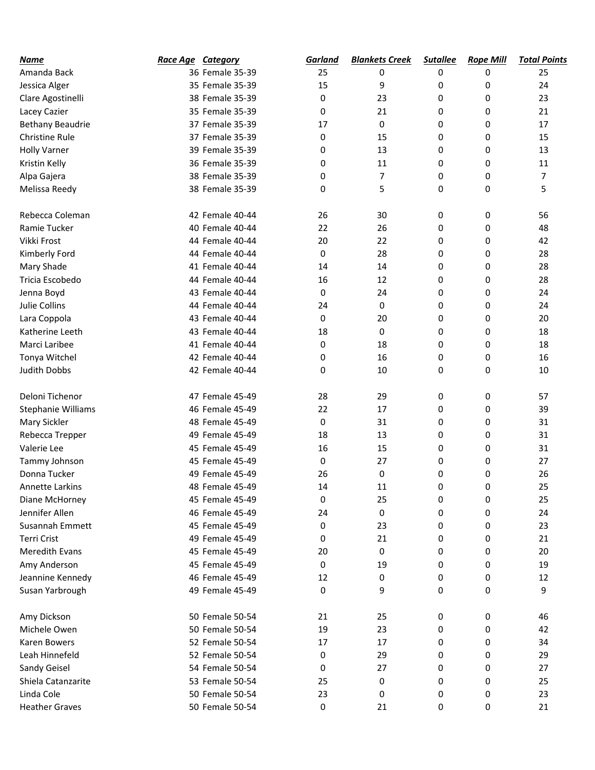| Name | Race Age | Category | Garland | Blankets Creek | Sutallee | Rope Mill | Total Points |
|---|---|---|---|---|---|---|---|
| Amanda Back | 36 | Female 35-39 | 25 | 0 | 0 | 0 | 25 |
| Jessica Alger | 35 | Female 35-39 | 15 | 9 | 0 | 0 | 24 |
| Clare Agostinelli | 38 | Female 35-39 | 0 | 23 | 0 | 0 | 23 |
| Lacey Cazier | 35 | Female 35-39 | 0 | 21 | 0 | 0 | 21 |
| Bethany Beaudrie | 37 | Female 35-39 | 17 | 0 | 0 | 0 | 17 |
| Christine Rule | 37 | Female 35-39 | 0 | 15 | 0 | 0 | 15 |
| Holly Varner | 39 | Female 35-39 | 0 | 13 | 0 | 0 | 13 |
| Kristin Kelly | 36 | Female 35-39 | 0 | 11 | 0 | 0 | 11 |
| Alpa Gajera | 38 | Female 35-39 | 0 | 7 | 0 | 0 | 7 |
| Melissa Reedy | 38 | Female 35-39 | 0 | 5 | 0 | 0 | 5 |
| | | | | | | | |
| Rebecca Coleman | 42 | Female 40-44 | 26 | 30 | 0 | 0 | 56 |
| Ramie Tucker | 40 | Female 40-44 | 22 | 26 | 0 | 0 | 48 |
| Vikki Frost | 44 | Female 40-44 | 20 | 22 | 0 | 0 | 42 |
| Kimberly Ford | 44 | Female 40-44 | 0 | 28 | 0 | 0 | 28 |
| Mary Shade | 41 | Female 40-44 | 14 | 14 | 0 | 0 | 28 |
| Tricia Escobedo | 44 | Female 40-44 | 16 | 12 | 0 | 0 | 28 |
| Jenna Boyd | 43 | Female 40-44 | 0 | 24 | 0 | 0 | 24 |
| Julie Collins | 44 | Female 40-44 | 24 | 0 | 0 | 0 | 24 |
| Lara Coppola | 43 | Female 40-44 | 0 | 20 | 0 | 0 | 20 |
| Katherine Leeth | 43 | Female 40-44 | 18 | 0 | 0 | 0 | 18 |
| Marci Laribee | 41 | Female 40-44 | 0 | 18 | 0 | 0 | 18 |
| Tonya Witchel | 42 | Female 40-44 | 0 | 16 | 0 | 0 | 16 |
| Judith Dobbs | 42 | Female 40-44 | 0 | 10 | 0 | 0 | 10 |
| | | | | | | | |
| Deloni Tichenor | 47 | Female 45-49 | 28 | 29 | 0 | 0 | 57 |
| Stephanie Williams | 46 | Female 45-49 | 22 | 17 | 0 | 0 | 39 |
| Mary Sickler | 48 | Female 45-49 | 0 | 31 | 0 | 0 | 31 |
| Rebecca Trepper | 49 | Female 45-49 | 18 | 13 | 0 | 0 | 31 |
| Valerie Lee | 45 | Female 45-49 | 16 | 15 | 0 | 0 | 31 |
| Tammy Johnson | 45 | Female 45-49 | 0 | 27 | 0 | 0 | 27 |
| Donna Tucker | 49 | Female 45-49 | 26 | 0 | 0 | 0 | 26 |
| Annette Larkins | 48 | Female 45-49 | 14 | 11 | 0 | 0 | 25 |
| Diane McHorney | 45 | Female 45-49 | 0 | 25 | 0 | 0 | 25 |
| Jennifer Allen | 46 | Female 45-49 | 24 | 0 | 0 | 0 | 24 |
| Susannah Emmett | 45 | Female 45-49 | 0 | 23 | 0 | 0 | 23 |
| Terri Crist | 49 | Female 45-49 | 0 | 21 | 0 | 0 | 21 |
| Meredith Evans | 45 | Female 45-49 | 20 | 0 | 0 | 0 | 20 |
| Amy Anderson | 45 | Female 45-49 | 0 | 19 | 0 | 0 | 19 |
| Jeannine Kennedy | 46 | Female 45-49 | 12 | 0 | 0 | 0 | 12 |
| Susan Yarbrough | 49 | Female 45-49 | 0 | 9 | 0 | 0 | 9 |
| | | | | | | | |
| Amy Dickson | 50 | Female 50-54 | 21 | 25 | 0 | 0 | 46 |
| Michele Owen | 50 | Female 50-54 | 19 | 23 | 0 | 0 | 42 |
| Karen Bowers | 52 | Female 50-54 | 17 | 17 | 0 | 0 | 34 |
| Leah Hinnefeld | 52 | Female 50-54 | 0 | 29 | 0 | 0 | 29 |
| Sandy Geisel | 54 | Female 50-54 | 0 | 27 | 0 | 0 | 27 |
| Shiela Catanzarite | 53 | Female 50-54 | 25 | 0 | 0 | 0 | 25 |
| Linda Cole | 50 | Female 50-54 | 23 | 0 | 0 | 0 | 23 |
| Heather Graves | 50 | Female 50-54 | 0 | 21 | 0 | 0 | 21 |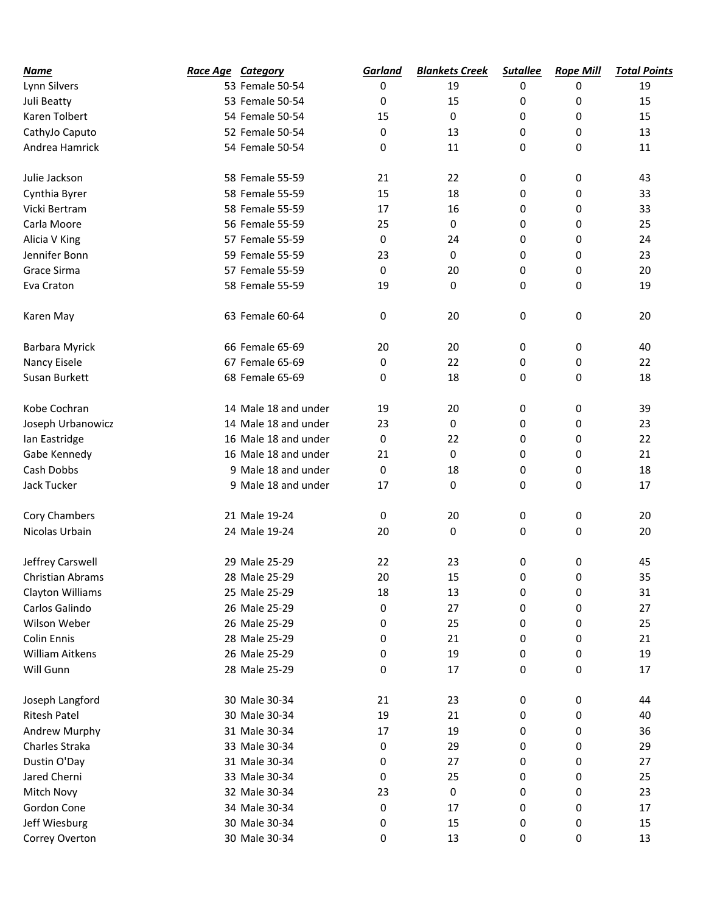| Name | Race Age | Category | Garland | Blankets Creek | Sutallee | Rope Mill | Total Points |
|---|---|---|---|---|---|---|---|
| Lynn Silvers | 53 | Female 50-54 | 0 | 19 | 0 | 0 | 19 |
| Juli Beatty | 53 | Female 50-54 | 0 | 15 | 0 | 0 | 15 |
| Karen Tolbert | 54 | Female 50-54 | 15 | 0 | 0 | 0 | 15 |
| CathyJo Caputo | 52 | Female 50-54 | 0 | 13 | 0 | 0 | 13 |
| Andrea Hamrick | 54 | Female 50-54 | 0 | 11 | 0 | 0 | 11 |
| | | | | | | | |
| Julie Jackson | 58 | Female 55-59 | 21 | 22 | 0 | 0 | 43 |
| Cynthia Byrer | 58 | Female 55-59 | 15 | 18 | 0 | 0 | 33 |
| Vicki Bertram | 58 | Female 55-59 | 17 | 16 | 0 | 0 | 33 |
| Carla Moore | 56 | Female 55-59 | 25 | 0 | 0 | 0 | 25 |
| Alicia V King | 57 | Female 55-59 | 0 | 24 | 0 | 0 | 24 |
| Jennifer Bonn | 59 | Female 55-59 | 23 | 0 | 0 | 0 | 23 |
| Grace Sirma | 57 | Female 55-59 | 0 | 20 | 0 | 0 | 20 |
| Eva Craton | 58 | Female 55-59 | 19 | 0 | 0 | 0 | 19 |
| | | | | | | | |
| Karen May | 63 | Female 60-64 | 0 | 20 | 0 | 0 | 20 |
| | | | | | | | |
| Barbara Myrick | 66 | Female 65-69 | 20 | 20 | 0 | 0 | 40 |
| Nancy Eisele | 67 | Female 65-69 | 0 | 22 | 0 | 0 | 22 |
| Susan Burkett | 68 | Female 65-69 | 0 | 18 | 0 | 0 | 18 |
| | | | | | | | |
| Kobe Cochran | 14 | Male 18 and under | 19 | 20 | 0 | 0 | 39 |
| Joseph Urbanowicz | 14 | Male 18 and under | 23 | 0 | 0 | 0 | 23 |
| Ian Eastridge | 16 | Male 18 and under | 0 | 22 | 0 | 0 | 22 |
| Gabe Kennedy | 16 | Male 18 and under | 21 | 0 | 0 | 0 | 21 |
| Cash Dobbs | 9 | Male 18 and under | 0 | 18 | 0 | 0 | 18 |
| Jack Tucker | 9 | Male 18 and under | 17 | 0 | 0 | 0 | 17 |
| | | | | | | | |
| Cory Chambers | 21 | Male 19-24 | 0 | 20 | 0 | 0 | 20 |
| Nicolas Urbain | 24 | Male 19-24 | 20 | 0 | 0 | 0 | 20 |
| | | | | | | | |
| Jeffrey Carswell | 29 | Male 25-29 | 22 | 23 | 0 | 0 | 45 |
| Christian Abrams | 28 | Male 25-29 | 20 | 15 | 0 | 0 | 35 |
| Clayton Williams | 25 | Male 25-29 | 18 | 13 | 0 | 0 | 31 |
| Carlos Galindo | 26 | Male 25-29 | 0 | 27 | 0 | 0 | 27 |
| Wilson Weber | 26 | Male 25-29 | 0 | 25 | 0 | 0 | 25 |
| Colin Ennis | 28 | Male 25-29 | 0 | 21 | 0 | 0 | 21 |
| William Aitkens | 26 | Male 25-29 | 0 | 19 | 0 | 0 | 19 |
| Will Gunn | 28 | Male 25-29 | 0 | 17 | 0 | 0 | 17 |
| | | | | | | | |
| Joseph Langford | 30 | Male 30-34 | 21 | 23 | 0 | 0 | 44 |
| Ritesh Patel | 30 | Male 30-34 | 19 | 21 | 0 | 0 | 40 |
| Andrew Murphy | 31 | Male 30-34 | 17 | 19 | 0 | 0 | 36 |
| Charles Straka | 33 | Male 30-34 | 0 | 29 | 0 | 0 | 29 |
| Dustin O'Day | 31 | Male 30-34 | 0 | 27 | 0 | 0 | 27 |
| Jared Cherni | 33 | Male 30-34 | 0 | 25 | 0 | 0 | 25 |
| Mitch Novy | 32 | Male 30-34 | 23 | 0 | 0 | 0 | 23 |
| Gordon Cone | 34 | Male 30-34 | 0 | 17 | 0 | 0 | 17 |
| Jeff Wiesburg | 30 | Male 30-34 | 0 | 15 | 0 | 0 | 15 |
| Correy Overton | 30 | Male 30-34 | 0 | 13 | 0 | 0 | 13 |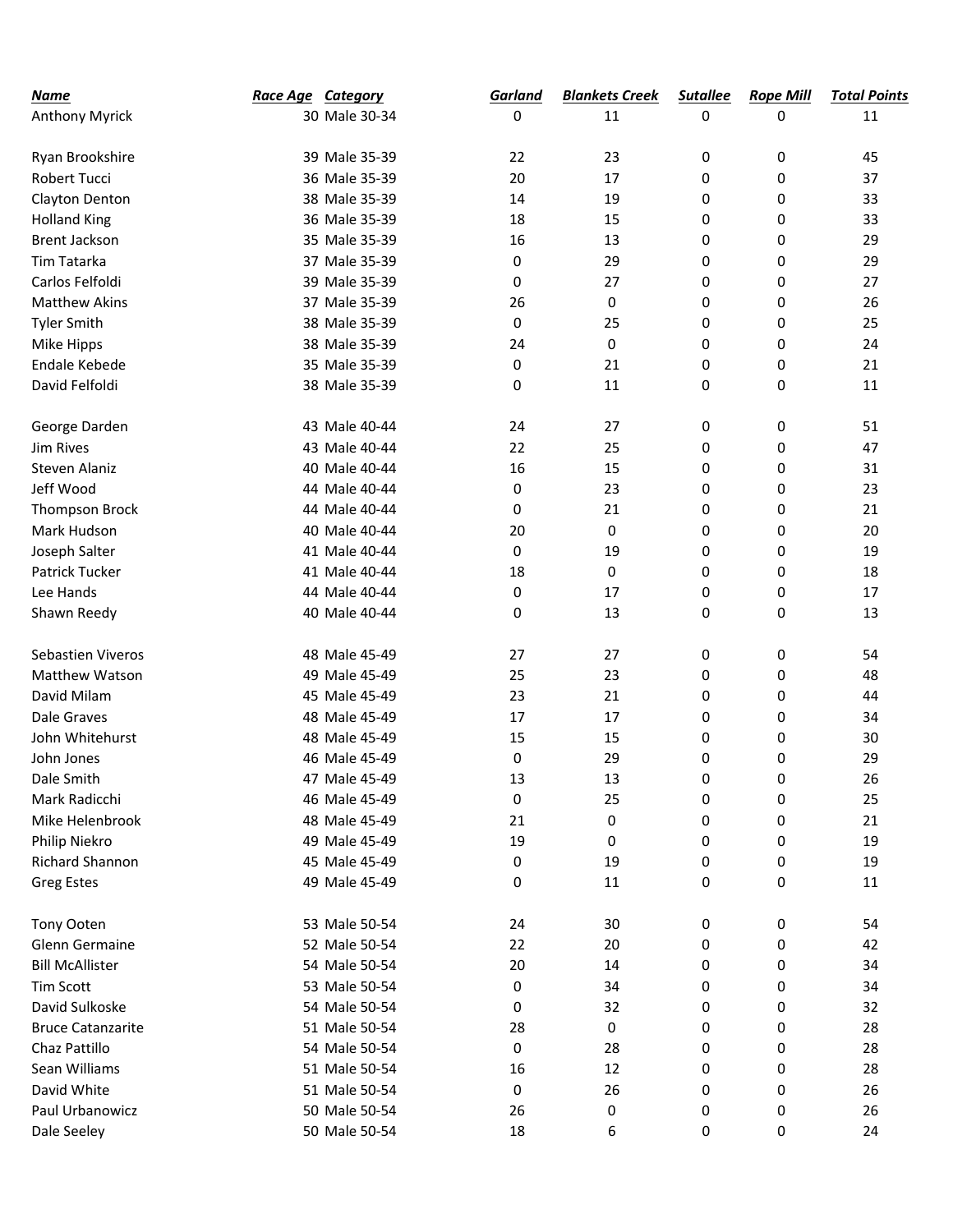| Name | Race Age | Category | Garland | Blankets Creek | Sutallee | Rope Mill | Total Points |
|---|---|---|---|---|---|---|---|
| Anthony Myrick | 30 | Male 30-34 | 0 | 11 | 0 | 0 | 11 |
| | | | | | | | |
| Ryan Brookshire | 39 | Male 35-39 | 22 | 23 | 0 | 0 | 45 |
| Robert Tucci | 36 | Male 35-39 | 20 | 17 | 0 | 0 | 37 |
| Clayton Denton | 38 | Male 35-39 | 14 | 19 | 0 | 0 | 33 |
| Holland King | 36 | Male 35-39 | 18 | 15 | 0 | 0 | 33 |
| Brent Jackson | 35 | Male 35-39 | 16 | 13 | 0 | 0 | 29 |
| Tim Tatarka | 37 | Male 35-39 | 0 | 29 | 0 | 0 | 29 |
| Carlos Felfoldi | 39 | Male 35-39 | 0 | 27 | 0 | 0 | 27 |
| Matthew Akins | 37 | Male 35-39 | 26 | 0 | 0 | 0 | 26 |
| Tyler Smith | 38 | Male 35-39 | 0 | 25 | 0 | 0 | 25 |
| Mike Hipps | 38 | Male 35-39 | 24 | 0 | 0 | 0 | 24 |
| Endale Kebede | 35 | Male 35-39 | 0 | 21 | 0 | 0 | 21 |
| David Felfoldi | 38 | Male 35-39 | 0 | 11 | 0 | 0 | 11 |
| | | | | | | | |
| George Darden | 43 | Male 40-44 | 24 | 27 | 0 | 0 | 51 |
| Jim Rives | 43 | Male 40-44 | 22 | 25 | 0 | 0 | 47 |
| Steven Alaniz | 40 | Male 40-44 | 16 | 15 | 0 | 0 | 31 |
| Jeff Wood | 44 | Male 40-44 | 0 | 23 | 0 | 0 | 23 |
| Thompson Brock | 44 | Male 40-44 | 0 | 21 | 0 | 0 | 21 |
| Mark Hudson | 40 | Male 40-44 | 20 | 0 | 0 | 0 | 20 |
| Joseph Salter | 41 | Male 40-44 | 0 | 19 | 0 | 0 | 19 |
| Patrick Tucker | 41 | Male 40-44 | 18 | 0 | 0 | 0 | 18 |
| Lee Hands | 44 | Male 40-44 | 0 | 17 | 0 | 0 | 17 |
| Shawn Reedy | 40 | Male 40-44 | 0 | 13 | 0 | 0 | 13 |
| | | | | | | | |
| Sebastien Viveros | 48 | Male 45-49 | 27 | 27 | 0 | 0 | 54 |
| Matthew Watson | 49 | Male 45-49 | 25 | 23 | 0 | 0 | 48 |
| David Milam | 45 | Male 45-49 | 23 | 21 | 0 | 0 | 44 |
| Dale Graves | 48 | Male 45-49 | 17 | 17 | 0 | 0 | 34 |
| John Whitehurst | 48 | Male 45-49 | 15 | 15 | 0 | 0 | 30 |
| John Jones | 46 | Male 45-49 | 0 | 29 | 0 | 0 | 29 |
| Dale Smith | 47 | Male 45-49 | 13 | 13 | 0 | 0 | 26 |
| Mark Radicchi | 46 | Male 45-49 | 0 | 25 | 0 | 0 | 25 |
| Mike Helenbrook | 48 | Male 45-49 | 21 | 0 | 0 | 0 | 21 |
| Philip Niekro | 49 | Male 45-49 | 19 | 0 | 0 | 0 | 19 |
| Richard Shannon | 45 | Male 45-49 | 0 | 19 | 0 | 0 | 19 |
| Greg Estes | 49 | Male 45-49 | 0 | 11 | 0 | 0 | 11 |
| | | | | | | | |
| Tony Ooten | 53 | Male 50-54 | 24 | 30 | 0 | 0 | 54 |
| Glenn Germaine | 52 | Male 50-54 | 22 | 20 | 0 | 0 | 42 |
| Bill McAllister | 54 | Male 50-54 | 20 | 14 | 0 | 0 | 34 |
| Tim Scott | 53 | Male 50-54 | 0 | 34 | 0 | 0 | 34 |
| David Sulkoske | 54 | Male 50-54 | 0 | 32 | 0 | 0 | 32 |
| Bruce Catanzarite | 51 | Male 50-54 | 28 | 0 | 0 | 0 | 28 |
| Chaz Pattillo | 54 | Male 50-54 | 0 | 28 | 0 | 0 | 28 |
| Sean Williams | 51 | Male 50-54 | 16 | 12 | 0 | 0 | 28 |
| David White | 51 | Male 50-54 | 0 | 26 | 0 | 0 | 26 |
| Paul Urbanowicz | 50 | Male 50-54 | 26 | 0 | 0 | 0 | 26 |
| Dale Seeley | 50 | Male 50-54 | 18 | 6 | 0 | 0 | 24 |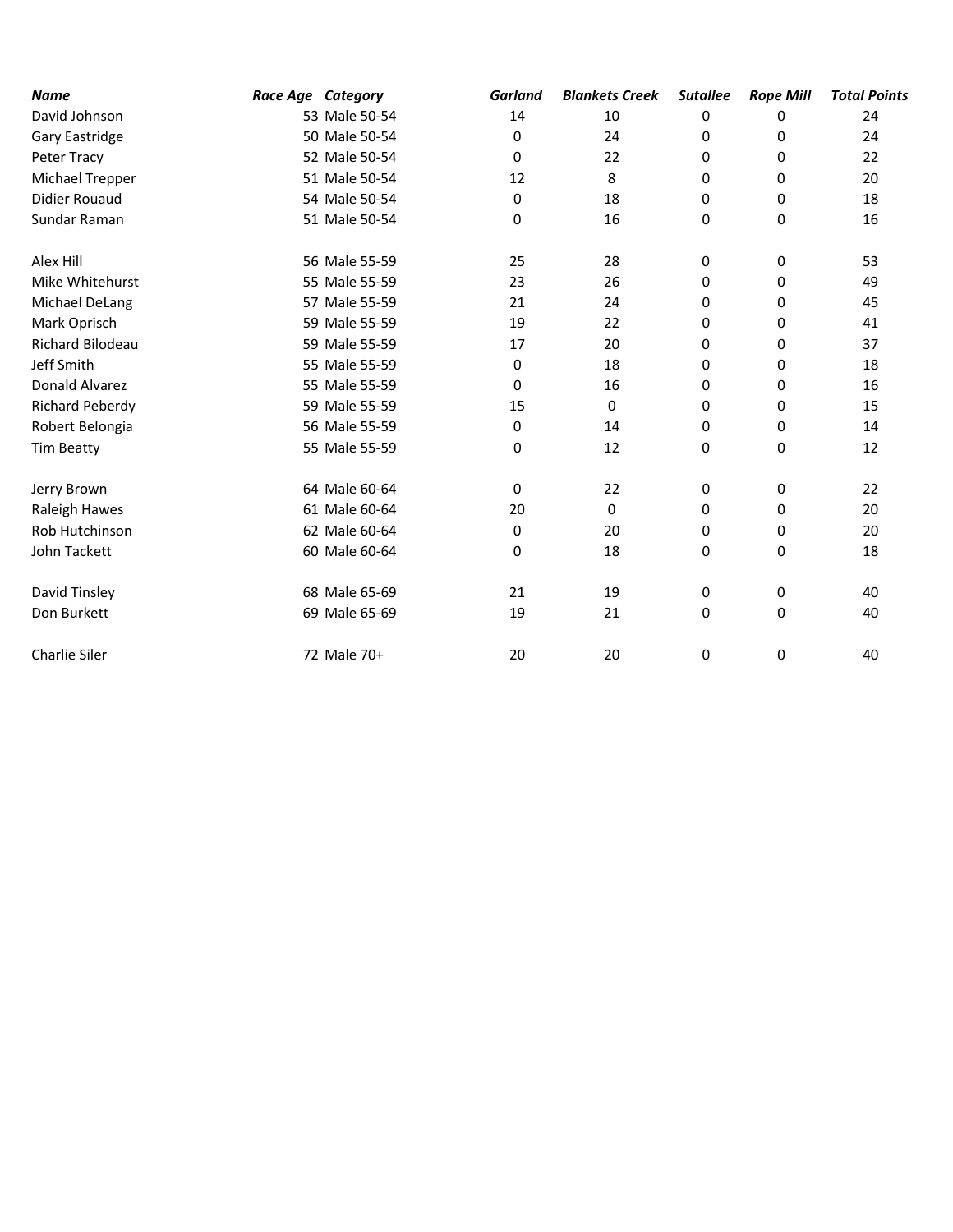| ***Name*** | ***Race Age*** | ***Category*** | ***Garland*** | ***Blankets Creek*** | ***Sutallee*** | ***Rope Mill*** | ***Total Points*** |
|---|---|---|---|---|---|---|---|
| David Johnson | 53 | Male 50-54 | 14 | 10 | 0 | 0 | 24 |
| Gary Eastridge | 50 | Male 50-54 | 0 | 24 | 0 | 0 | 24 |
| Peter Tracy | 52 | Male 50-54 | 0 | 22 | 0 | 0 | 22 |
| Michael Trepper | 51 | Male 50-54 | 12 | 8 | 0 | 0 | 20 |
| Didier Rouaud | 54 | Male 50-54 | 0 | 18 | 0 | 0 | 18 |
| Sundar Raman | 51 | Male 50-54 | 0 | 16 | 0 | 0 | 16 |
| | | | | | | | |
| Alex Hill | 56 | Male 55-59 | 25 | 28 | 0 | 0 | 53 |
| Mike Whitehurst | 55 | Male 55-59 | 23 | 26 | 0 | 0 | 49 |
| Michael DeLang | 57 | Male 55-59 | 21 | 24 | 0 | 0 | 45 |
| Mark Oprisch | 59 | Male 55-59 | 19 | 22 | 0 | 0 | 41 |
| Richard Bilodeau | 59 | Male 55-59 | 17 | 20 | 0 | 0 | 37 |
| Jeff Smith | 55 | Male 55-59 | 0 | 18 | 0 | 0 | 18 |
| Donald Alvarez | 55 | Male 55-59 | 0 | 16 | 0 | 0 | 16 |
| Richard Peberdy | 59 | Male 55-59 | 15 | 0 | 0 | 0 | 15 |
| Robert Belongia | 56 | Male 55-59 | 0 | 14 | 0 | 0 | 14 |
| Tim Beatty | 55 | Male 55-59 | 0 | 12 | 0 | 0 | 12 |
| | | | | | | | |
| Jerry Brown | 64 | Male 60-64 | 0 | 22 | 0 | 0 | 22 |
| Raleigh Hawes | 61 | Male 60-64 | 20 | 0 | 0 | 0 | 20 |
| Rob Hutchinson | 62 | Male 60-64 | 0 | 20 | 0 | 0 | 20 |
| John Tackett | 60 | Male 60-64 | 0 | 18 | 0 | 0 | 18 |
| | | | | | | | |
| David Tinsley | 68 | Male 65-69 | 21 | 19 | 0 | 0 | 40 |
| Don Burkett | 69 | Male 65-69 | 19 | 21 | 0 | 0 | 40 |
| | | | | | | | |
| Charlie Siler | 72 | Male 70+ | 20 | 20 | 0 | 0 | 40 |